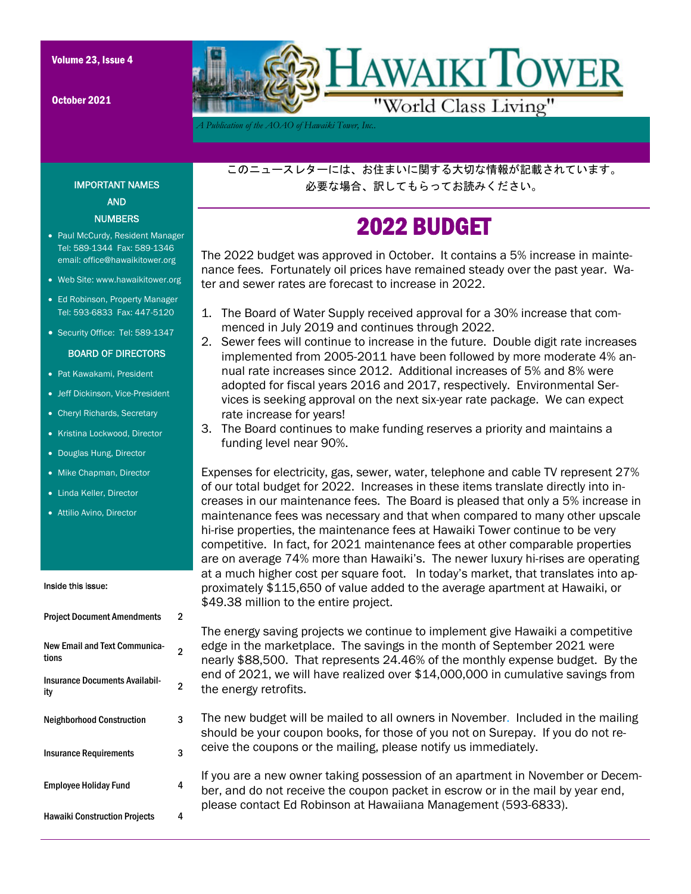# HAWAIKI TOWER

"World Class Living"

*A Publication of the AOAO of Hawaiki Tower, Inc.*

Volume 23, Issue 4

October 2021

このニュースレターには、お住まいに関する大切な情報が記載されています。
必要な場合、訳してもらってお読みください。

## IMPORTANT NAMES AND NUMBERS

- Paul McCurdy, Resident Manager Tel: 589-1344 Fax: 589-1346 email: office@hawaikitower.org
- Web Site: www.hawaikitower.org
- Ed Robinson, Property Manager Tel: 593-6833 Fax: 447-5120
- Security Office: Tel: 589-1347

### BOARD OF DIRECTORS

- Pat Kawakami, President
- Jeff Dickinson, Vice-President
- Cheryl Richards, Secretary
- Kristina Lockwood, Director
- Douglas Hung, Director
- Mike Chapman, Director
- Linda Keller, Director
- Attilio Avino, Director

### Inside this issue:

| | |
|---|---|
| Project Document Amendments | 2 |
| New Email and Text Communications | 2 |
| Insurance Documents Availability | 2 |
| Neighborhood Construction | 3 |
| Insurance Requirements | 3 |
| Employee Holiday Fund | 4 |
| Hawaiki Construction Projects | 4 |

## 2022 BUDGET

The 2022 budget was approved in October. It contains a 5% increase in maintenance fees. Fortunately oil prices have remained steady over the past year. Water and sewer rates are forecast to increase in 2022.

1. The Board of Water Supply received approval for a 30% increase that commenced in July 2019 and continues through 2022.
2. Sewer fees will continue to increase in the future. Double digit rate increases implemented from 2005-2011 have been followed by more moderate 4% annual rate increases since 2012. Additional increases of 5% and 8% were adopted for fiscal years 2016 and 2017, respectively. Environmental Services is seeking approval on the next six-year rate package. We can expect rate increase for years!
3. The Board continues to make funding reserves a priority and maintains a funding level near 90%.

Expenses for electricity, gas, sewer, water, telephone and cable TV represent 27% of our total budget for 2022. Increases in these items translate directly into increases in our maintenance fees. The Board is pleased that only a 5% increase in maintenance fees was necessary and that when compared to many other upscale hi-rise properties, the maintenance fees at Hawaiki Tower continue to be very competitive. In fact, for 2021 maintenance fees at other comparable properties are on average 74% more than Hawaiki's. The newer luxury hi-rises are operating at a much higher cost per square foot. In today's market, that translates into approximately $115,650 of value added to the average apartment at Hawaiki, or $49.38 million to the entire project.

The energy saving projects we continue to implement give Hawaiki a competitive edge in the marketplace. The savings in the month of September 2021 were nearly $88,500. That represents 24.46% of the monthly expense budget. By the end of 2021, we will have realized over $14,000,000 in cumulative savings from the energy retrofits.

The new budget will be mailed to all owners in November. Included in the mailing should be your coupon books, for those of you not on Surepay. If you do not receive the coupons or the mailing, please notify us immediately.

If you are a new owner taking possession of an apartment in November or December, and do not receive the coupon packet in escrow or in the mail by year end, please contact Ed Robinson at Hawaiiana Management (593-6833).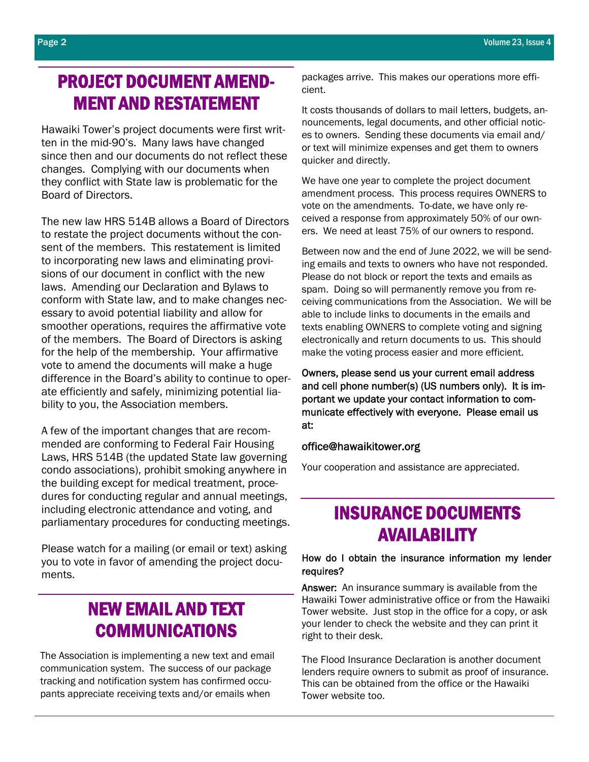## PROJECT DOCUMENT AMENDMENT AND RESTATEMENT

Hawaiki Tower's project documents were first written in the mid-90's. Many laws have changed since then and our documents do not reflect these changes. Complying with our documents when they conflict with State law is problematic for the Board of Directors.

The new law HRS 514B allows a Board of Directors to restate the project documents without the consent of the members. This restatement is limited to incorporating new laws and eliminating provisions of our document in conflict with the new laws. Amending our Declaration and Bylaws to conform with State law, and to make changes necessary to avoid potential liability and allow for smoother operations, requires the affirmative vote of the members. The Board of Directors is asking for the help of the membership. Your affirmative vote to amend the documents will make a huge difference in the Board's ability to continue to operate efficiently and safely, minimizing potential liability to you, the Association members.

A few of the important changes that are recommended are conforming to Federal Fair Housing Laws, HRS 514B (the updated State law governing condo associations), prohibit smoking anywhere in the building except for medical treatment, procedures for conducting regular and annual meetings, including electronic attendance and voting, and parliamentary procedures for conducting meetings.

Please watch for a mailing (or email or text) asking you to vote in favor of amending the project documents.

## NEW EMAIL AND TEXT COMMUNICATIONS

The Association is implementing a new text and email communication system. The success of our package tracking and notification system has confirmed occupants appreciate receiving texts and/or emails when packages arrive. This makes our operations more efficient.

It costs thousands of dollars to mail letters, budgets, announcements, legal documents, and other official notices to owners. Sending these documents via email and/or text will minimize expenses and get them to owners quicker and directly.

We have one year to complete the project document amendment process. This process requires OWNERS to vote on the amendments. To-date, we have only received a response from approximately 50% of our owners. We need at least 75% of our owners to respond.

Between now and the end of June 2022, we will be sending emails and texts to owners who have not responded. Please do not block or report the texts and emails as spam. Doing so will permanently remove you from receiving communications from the Association. We will be able to include links to documents in the emails and texts enabling OWNERS to complete voting and signing electronically and return documents to us. This should make the voting process easier and more efficient.

Owners, please send us your current email address and cell phone number(s) (US numbers only). It is important we update your contact information to communicate effectively with everyone. Please email us at:

office@hawaikitower.org

Your cooperation and assistance are appreciated.

## INSURANCE DOCUMENTS AVAILABILITY

How do I obtain the insurance information my lender requires?

**Answer:** An insurance summary is available from the Hawaiki Tower administrative office or from the Hawaiki Tower website. Just stop in the office for a copy, or ask your lender to check the website and they can print it right to their desk.

The Flood Insurance Declaration is another document lenders require owners to submit as proof of insurance. This can be obtained from the office or the Hawaiki Tower website too.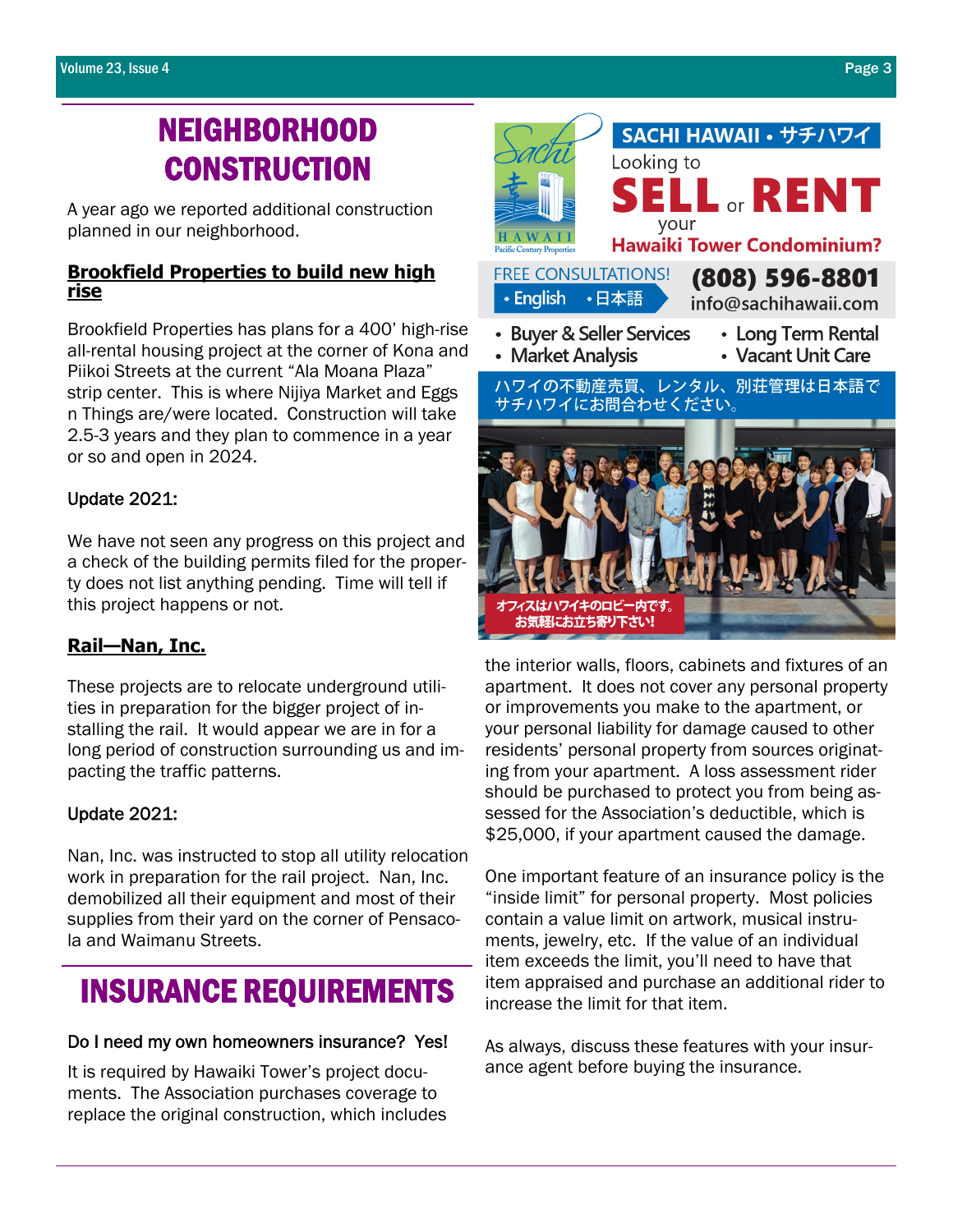# NEIGHBORHOOD CONSTRUCTION

A year ago we reported additional construction planned in our neighborhood.

**Brookfield Properties to build new high rise**

Brookfield Properties has plans for a 400' high-rise all-rental housing project at the corner of Kona and Piikoi Streets at the current "Ala Moana Plaza" strip center. This is where Nijiya Market and Eggs n Things are/were located. Construction will take 2.5-3 years and they plan to commence in a year or so and open in 2024.

Update 2021:

We have not seen any progress on this project and a check of the building permits filed for the property does not list anything pending. Time will tell if this project happens or not.

**Rail—Nan, Inc.**

These projects are to relocate underground utilities in preparation for the bigger project of installing the rail. It would appear we are in for a long period of construction surrounding us and impacting the traffic patterns.

Update 2021:

Nan, Inc. was instructed to stop all utility relocation work in preparation for the rail project. Nan, Inc. demobilized all their equipment and most of their supplies from their yard on the corner of Pensacola and Waimanu Streets.

# INSURANCE REQUIREMENTS

Do I need my own homeowners insurance? Yes!

It is required by Hawaiki Tower's project documents. The Association purchases coverage to replace the original construction, which includes the interior walls, floors, cabinets and fixtures of an apartment. It does not cover any personal property or improvements you make to the apartment, or your personal liability for damage caused to other residents' personal property from sources originating from your apartment. A loss assessment rider should be purchased to protect you from being assessed for the Association's deductible, which is $25,000, if your apartment caused the damage.

One important feature of an insurance policy is the "inside limit" for personal property. Most policies contain a value limit on artwork, musical instruments, jewelry, etc. If the value of an individual item exceeds the limit, you'll need to have that item appraised and purchase an additional rider to increase the limit for that item.

As always, discuss these features with your insurance agent before buying the insurance.

**SACHI HAWAII • サチハワイ**

Looking to **SELL** or **RENT** your **Hawaiki Tower Condominium?**

FREE CONSULTATIONS! • English • 日本語

**(808) 596-8801**
info@sachihawaii.com

- Buyer & Seller Services
- Market Analysis
- Long Term Rental
- Vacant Unit Care

ハワイの不動産売買、レンタル、別荘管理は日本語でサチハワイにお問合わせください。

オフィスはハワイキのロビー内です。お気軽にお立ち寄り下さい!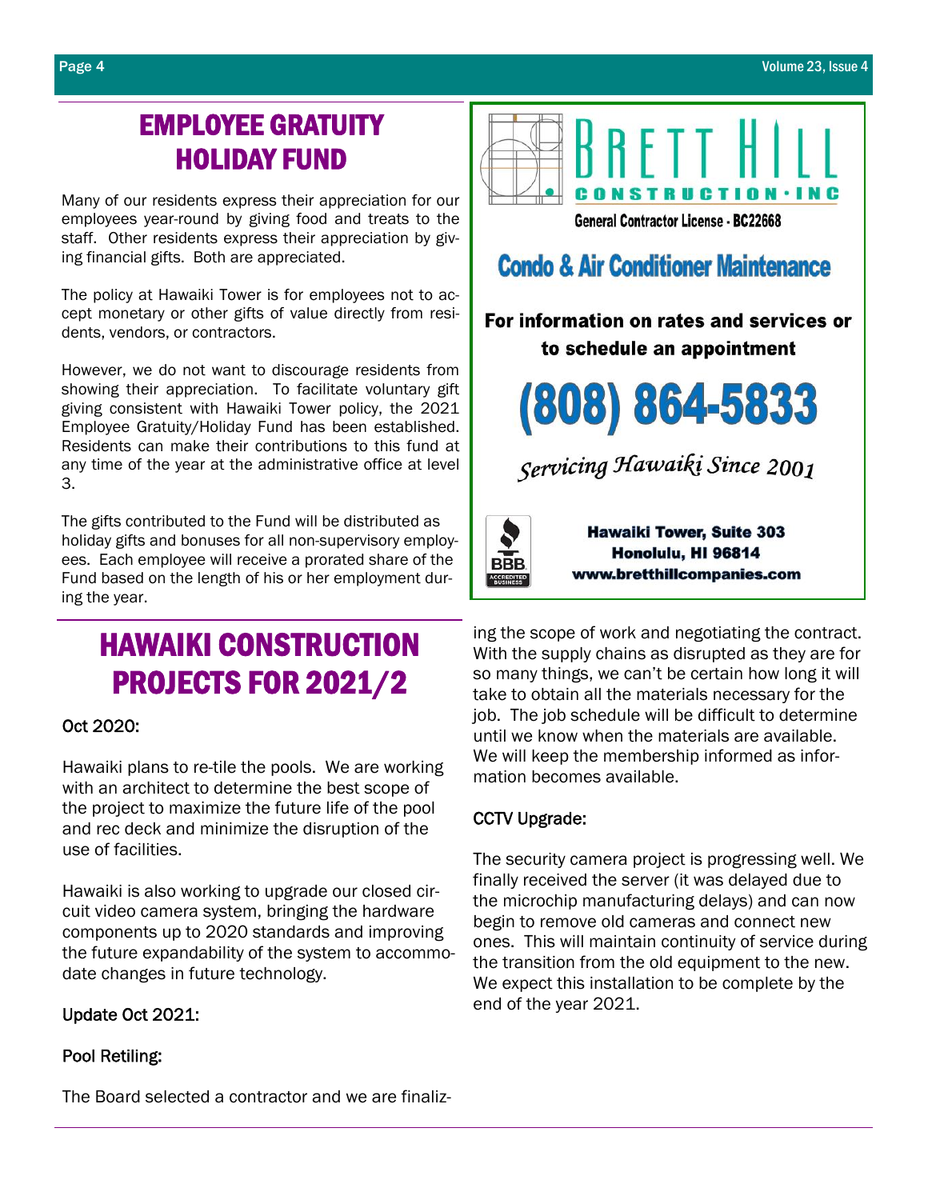## EMPLOYEE GRATUITY HOLIDAY FUND

Many of our residents express their appreciation for our employees year-round by giving food and treats to the staff. Other residents express their appreciation by giving financial gifts. Both are appreciated.

The policy at Hawaiki Tower is for employees not to accept monetary or other gifts of value directly from residents, vendors, or contractors.

However, we do not want to discourage residents from showing their appreciation. To facilitate voluntary gift giving consistent with Hawaiki Tower policy, the 2021 Employee Gratuity/Holiday Fund has been established. Residents can make their contributions to this fund at any time of the year at the administrative office at level 3.

The gifts contributed to the Fund will be distributed as holiday gifts and bonuses for all non-supervisory employees. Each employee will receive a prorated share of the Fund based on the length of his or her employment during the year.

**BRETT HILL CONSTRUCTION · INC**

General Contractor License - BC22668

**Condo & Air Conditioner Maintenance**

**For information on rates and services or to schedule an appointment**

**(808) 864-5833**

*Servicing Hawaiki Since 2001*

**Hawaiki Tower, Suite 303**
**Honolulu, HI 96814**
**www.bretthillcompanies.com**

## HAWAIKI CONSTRUCTION PROJECTS FOR 2021/2

Oct 2020:

Hawaiki plans to re-tile the pools. We are working with an architect to determine the best scope of the project to maximize the future life of the pool and rec deck and minimize the disruption of the use of facilities.

Hawaiki is also working to upgrade our closed circuit video camera system, bringing the hardware components up to 2020 standards and improving the future expandability of the system to accommodate changes in future technology.

Update Oct 2021:

Pool Retiling:

The Board selected a contractor and we are finalizing the scope of work and negotiating the contract. With the supply chains as disrupted as they are for so many things, we can't be certain how long it will take to obtain all the materials necessary for the job. The job schedule will be difficult to determine until we know when the materials are available. We will keep the membership informed as information becomes available.

CCTV Upgrade:

The security camera project is progressing well. We finally received the server (it was delayed due to the microchip manufacturing delays) and can now begin to remove old cameras and connect new ones. This will maintain continuity of service during the transition from the old equipment to the new. We expect this installation to be complete by the end of the year 2021.